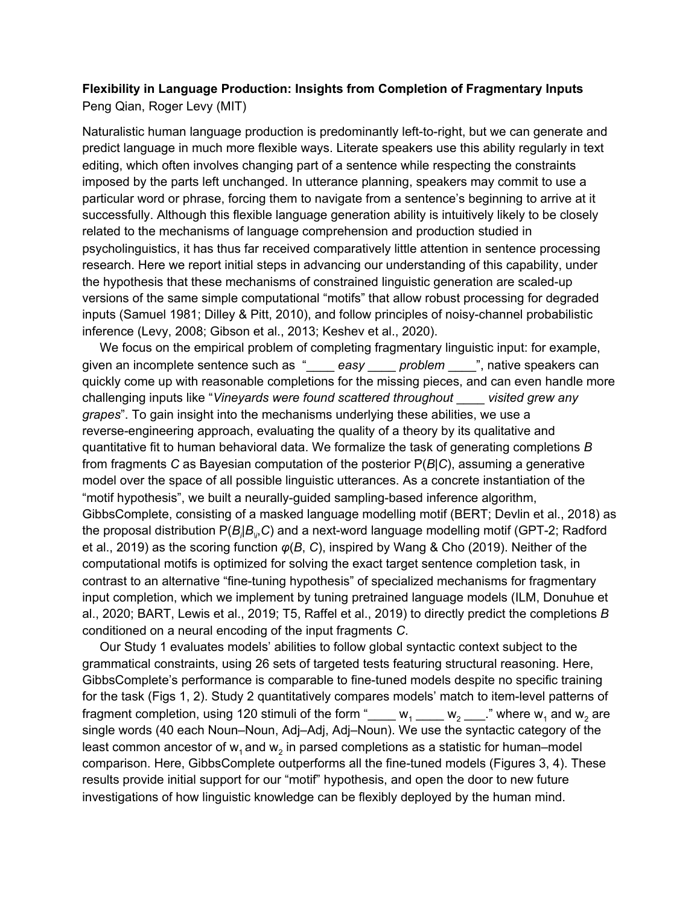**Flexibility in Language Production: Insights from Completion of Fragmentary Inputs**
Peng Qian, Roger Levy (MIT)

Naturalistic human language production is predominantly left-to-right, but we can generate and predict language in much more flexible ways. Literate speakers use this ability regularly in text editing, which often involves changing part of a sentence while respecting the constraints imposed by the parts left unchanged. In utterance planning, speakers may commit to use a particular word or phrase, forcing them to navigate from a sentence's beginning to arrive at it successfully. Although this flexible language generation ability is intuitively likely to be closely related to the mechanisms of language comprehension and production studied in psycholinguistics, it has thus far received comparatively little attention in sentence processing research. Here we report initial steps in advancing our understanding of this capability, under the hypothesis that these mechanisms of constrained linguistic generation are scaled-up versions of the same simple computational "motifs" that allow robust processing for degraded inputs (Samuel 1981; Dilley & Pitt, 2010), and follow principles of noisy-channel probabilistic inference (Levy, 2008; Gibson et al., 2013; Keshev et al., 2020).

We focus on the empirical problem of completing fragmentary linguistic input: for example, given an incomplete sentence such as "____ *easy* ____ *problem* ____", native speakers can quickly come up with reasonable completions for the missing pieces, and can even handle more challenging inputs like "*Vineyards were found scattered throughout* ____ *visited grew any grapes*". To gain insight into the mechanisms underlying these abilities, we use a reverse-engineering approach, evaluating the quality of a theory by its qualitative and quantitative fit to human behavioral data. We formalize the task of generating completions *B* from fragments *C* as Bayesian computation of the posterior P(*B*|*C*), assuming a generative model over the space of all possible linguistic utterances. As a concrete instantiation of the "motif hypothesis", we built a neurally-guided sampling-based inference algorithm, GibbsComplete, consisting of a masked language modelling motif (BERT; Devlin et al., 2018) as the proposal distribution $P(B_i|B_{\backslash i},C)$ and a next-word language modelling motif (GPT-2; Radford et al., 2019) as the scoring function $\varphi(B, C)$, inspired by Wang & Cho (2019). Neither of the computational motifs is optimized for solving the exact target sentence completion task, in contrast to an alternative "fine-tuning hypothesis" of specialized mechanisms for fragmentary input completion, which we implement by tuning pretrained language models (ILM, Donuhue et al., 2020; BART, Lewis et al., 2019; T5, Raffel et al., 2019) to directly predict the completions *B* conditioned on a neural encoding of the input fragments *C*.

Our Study 1 evaluates models' abilities to follow global syntactic context subject to the grammatical constraints, using 26 sets of targeted tests featuring structural reasoning. Here, GibbsComplete's performance is comparable to fine-tuned models despite no specific training for the task (Figs 1, 2). Study 2 quantitatively compares models' match to item-level patterns of fragment completion, using 120 stimuli of the form "____ $w_1$ ____ $w_2$ ___." where $w_1$ and $w_2$ are single words (40 each Noun–Noun, Adj–Adj, Adj–Noun). We use the syntactic category of the least common ancestor of $w_1$ and $w_2$ in parsed completions as a statistic for human–model comparison. Here, GibbsComplete outperforms all the fine-tuned models (Figures 3, 4). These results provide initial support for our "motif" hypothesis, and open the door to new future investigations of how linguistic knowledge can be flexibly deployed by the human mind.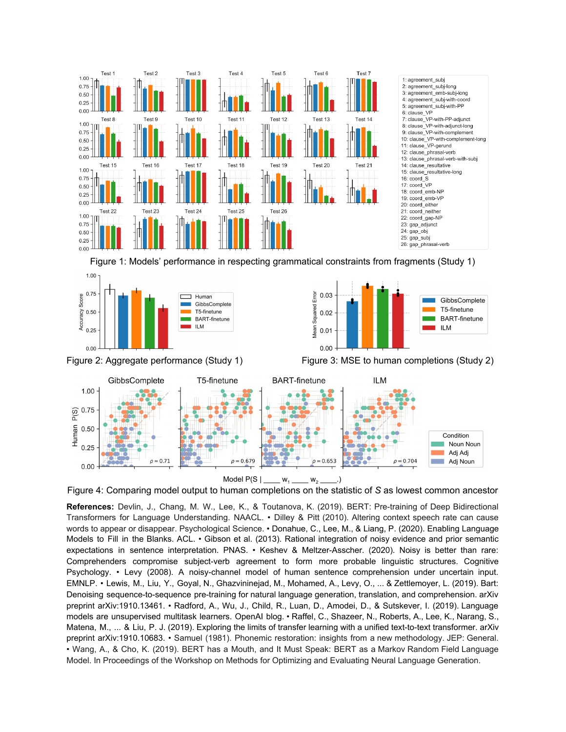Test 1
Test 2
Test 3
Test 4
Test 5
Test 6
Test 7
Test 8
Test 9
Test 10
Test 11
Test 12
Test 13
Test 14
Test 15
Test 16
Test 17
Test 18
Test 19
Test 20
Test 21
Test 22
Test 23
Test 24
Test 25
Test 26

0.00
0.25
0.50
0.75
1.00

1: agreement_subj
2: agreement_subj-long
3: agreement_emb-subj-long
4: agreement_subj-with-coord
5: agreement_subj-with-PP
6: clause_VP
7: clause_VP-with-PP-adjunct
8: clause_VP-with-adjunct-long
9: clause_VP-with-complement
10: clause_VP-with-complement-long
11: clause_VP-gerund
12: clause_phrasal-verb
13: clause_phrasal-verb-with-subj
14: clause_resultative
15: clause_resultative-long
16: coord_S
17: coord_VP
18: coord_emb-NP
19: coord_emb-VP
20: coord_either
21: coord_neither
22: coord_gap-NP
23: gap_adjunct
24: gap_obj
25: gap_subj
26: gap_phrasal-verb

Figure 1: Models' performance in respecting grammatical constraints from fragments (Study 1)

Accuracy Score
0.00
0.25
0.50
0.75
1.00
Human
GibbsComplete
T5-finetune
BART-finetune
ILM

Figure 2: Aggregate performance (Study 1)

Mean Squared Error
0.00
0.01
0.02
0.03
GibbsComplete
T5-finetune
BART-finetune
ILM

Figure 3: MSE to human completions (Study 2)

GibbsComplete
T5-finetune
BART-finetune
ILM
Human P(S)
0.00
0.25
0.50
0.75
1.00
$\rho = 0.71$
$\rho = 0.679$
$\rho = 0.653$
$\rho = 0.704$
Condition
Noun Noun
Adj Adj
Adj Noun
Model P(S | ____ $w_1$ ____ $w_2$ ____.)

Figure 4: Comparing model output to human completions on the statistic of *S* as lowest common ancestor

**References:** Devlin, J., Chang, M. W., Lee, K., & Toutanova, K. (2019). BERT: Pre-training of Deep Bidirectional Transformers for Language Understanding. NAACL. • Dilley & Pitt (2010). Altering context speech rate can cause words to appear or disappear. Psychological Science. • Donahue, C., Lee, M., & Liang, P. (2020). Enabling Language Models to Fill in the Blanks. ACL. • Gibson et al. (2013). Rational integration of noisy evidence and prior semantic expectations in sentence interpretation. PNAS. • Keshev & Meltzer-Asscher. (2020). Noisy is better than rare: Comprehenders compromise subject-verb agreement to form more probable linguistic structures. Cognitive Psychology. • Levy (2008). A noisy-channel model of human sentence comprehension under uncertain input. EMNLP. • Lewis, M., Liu, Y., Goyal, N., Ghazvininejad, M., Mohamed, A., Levy, O., ... & Zettlemoyer, L. (2019). Bart: Denoising sequence-to-sequence pre-training for natural language generation, translation, and comprehension. arXiv preprint arXiv:1910.13461. • Radford, A., Wu, J., Child, R., Luan, D., Amodei, D., & Sutskever, I. (2019). Language models are unsupervised multitask learners. OpenAI blog. • Raffel, C., Shazeer, N., Roberts, A., Lee, K., Narang, S., Matena, M., ... & Liu, P. J. (2019). Exploring the limits of transfer learning with a unified text-to-text transformer. arXiv preprint arXiv:1910.10683. • Samuel (1981). Phonemic restoration: insights from a new methodology. JEP: General. • Wang, A., & Cho, K. (2019). BERT has a Mouth, and It Must Speak: BERT as a Markov Random Field Language Model. In Proceedings of the Workshop on Methods for Optimizing and Evaluating Neural Language Generation.